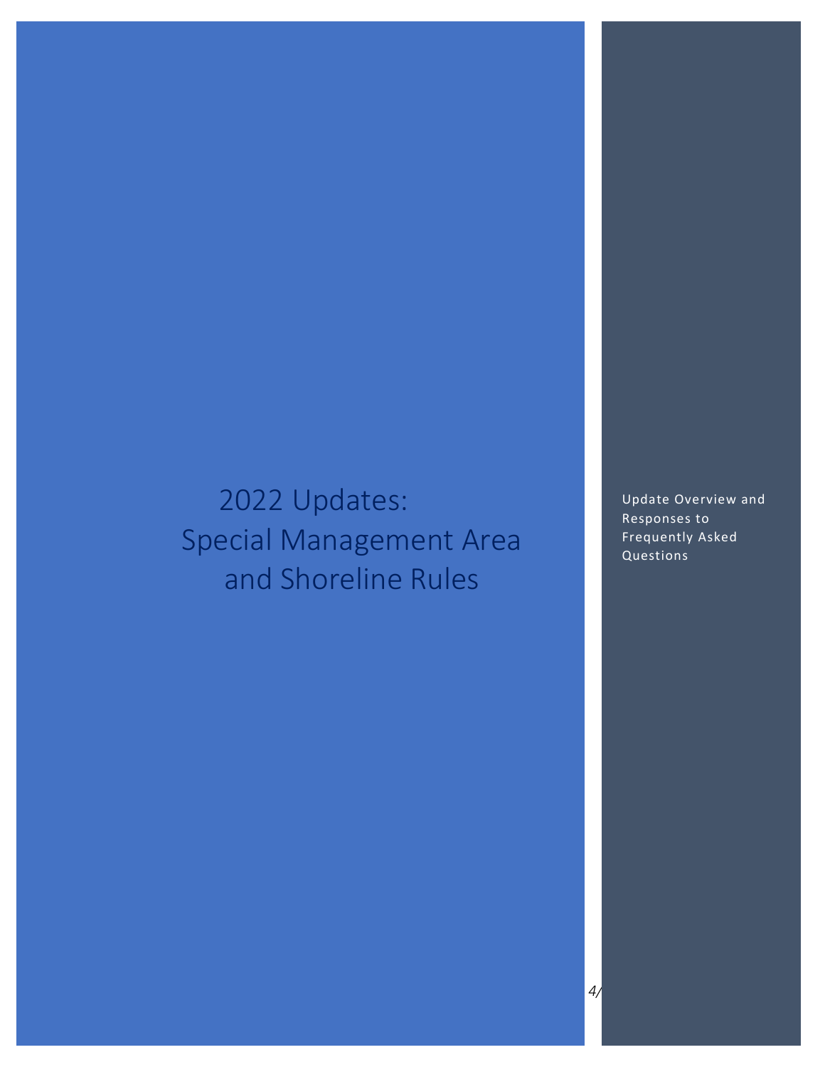# 2022 Updates: Special Management Area and Shoreline Rules

Update Overview and Responses to Frequently Asked Questions

4/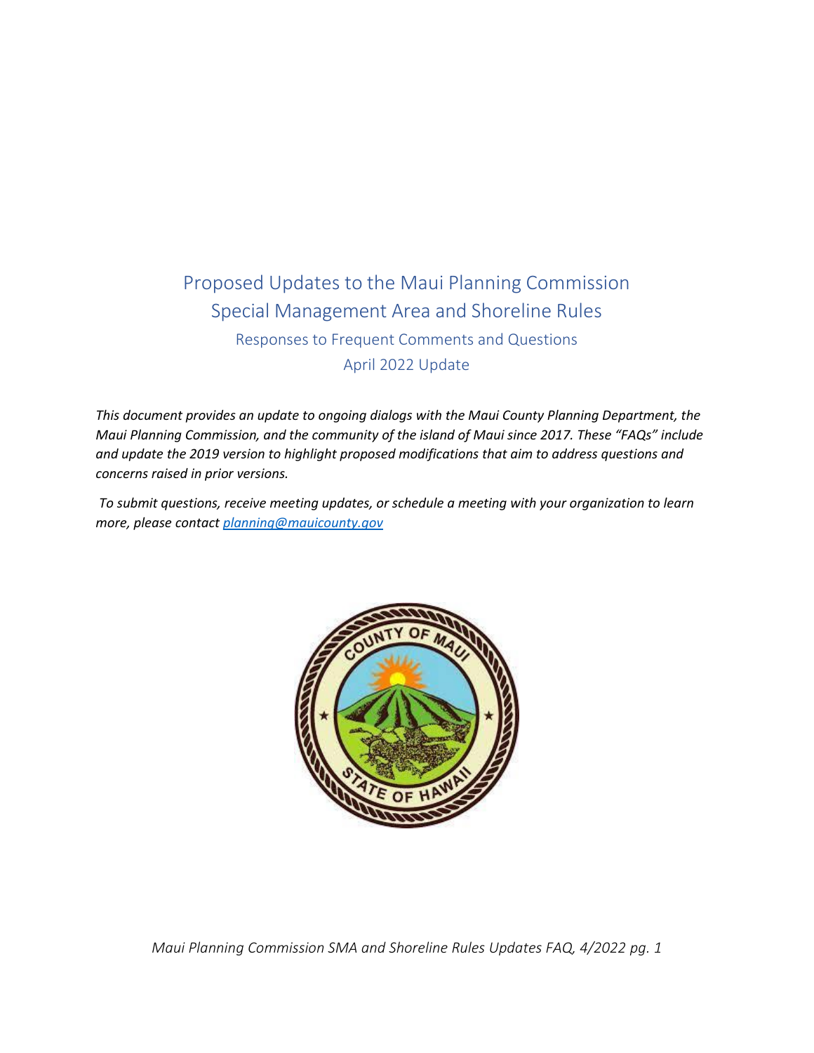# Proposed Updates to the Maui Planning Commission Special Management Area and Shoreline Rules

## Responses to Frequent Comments and Questions

## April 2022 Update

*This document provides an update to ongoing dialogs with the Maui County Planning Department, the Maui Planning Commission, and the community of the island of Maui since 2017. These "FAQs" include and update the 2019 version to highlight proposed modifications that aim to address questions and concerns raised in prior versions.*

*To submit questions, receive meeting updates, or schedule a meeting with your organization to learn more, please contact [planning@mauicounty.gov](mailto:planning@mauicounty.gov)*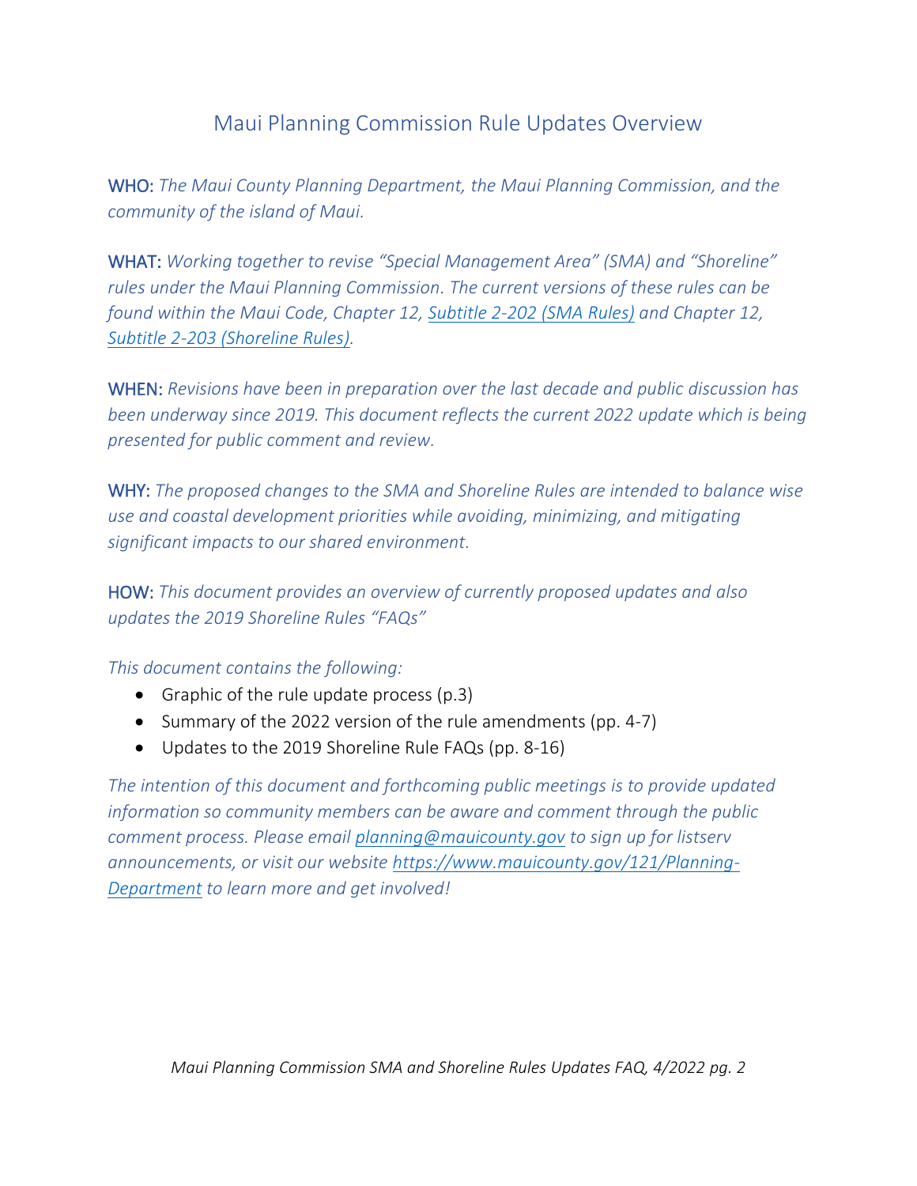# Maui Planning Commission Rule Updates Overview

**WHO:** *The Maui County Planning Department, the Maui Planning Commission, and the community of the island of Maui.*

**WHAT:** *Working together to revise "Special Management Area" (SMA) and "Shoreline" rules under the Maui Planning Commission. The current versions of these rules can be found within the Maui Code, Chapter 12, Subtitle 2-202 (SMA Rules) and Chapter 12, Subtitle 2-203 (Shoreline Rules).*

**WHEN:** *Revisions have been in preparation over the last decade and public discussion has been underway since 2019. This document reflects the current 2022 update which is being presented for public comment and review.*

**WHY:** *The proposed changes to the SMA and Shoreline Rules are intended to balance wise use and coastal development priorities while avoiding, minimizing, and mitigating significant impacts to our shared environment.*

**HOW:** *This document provides an overview of currently proposed updates and also updates the 2019 Shoreline Rules "FAQs"*

*This document contains the following:*

- Graphic of the rule update process (p.3)
- Summary of the 2022 version of the rule amendments (pp. 4-7)
- Updates to the 2019 Shoreline Rule FAQs (pp. 8-16)

*The intention of this document and forthcoming public meetings is to provide updated information so community members can be aware and comment through the public comment process. Please email planning@mauicounty.gov to sign up for listserv announcements, or visit our website https://www.mauicounty.gov/121/Planning-Department to learn more and get involved!*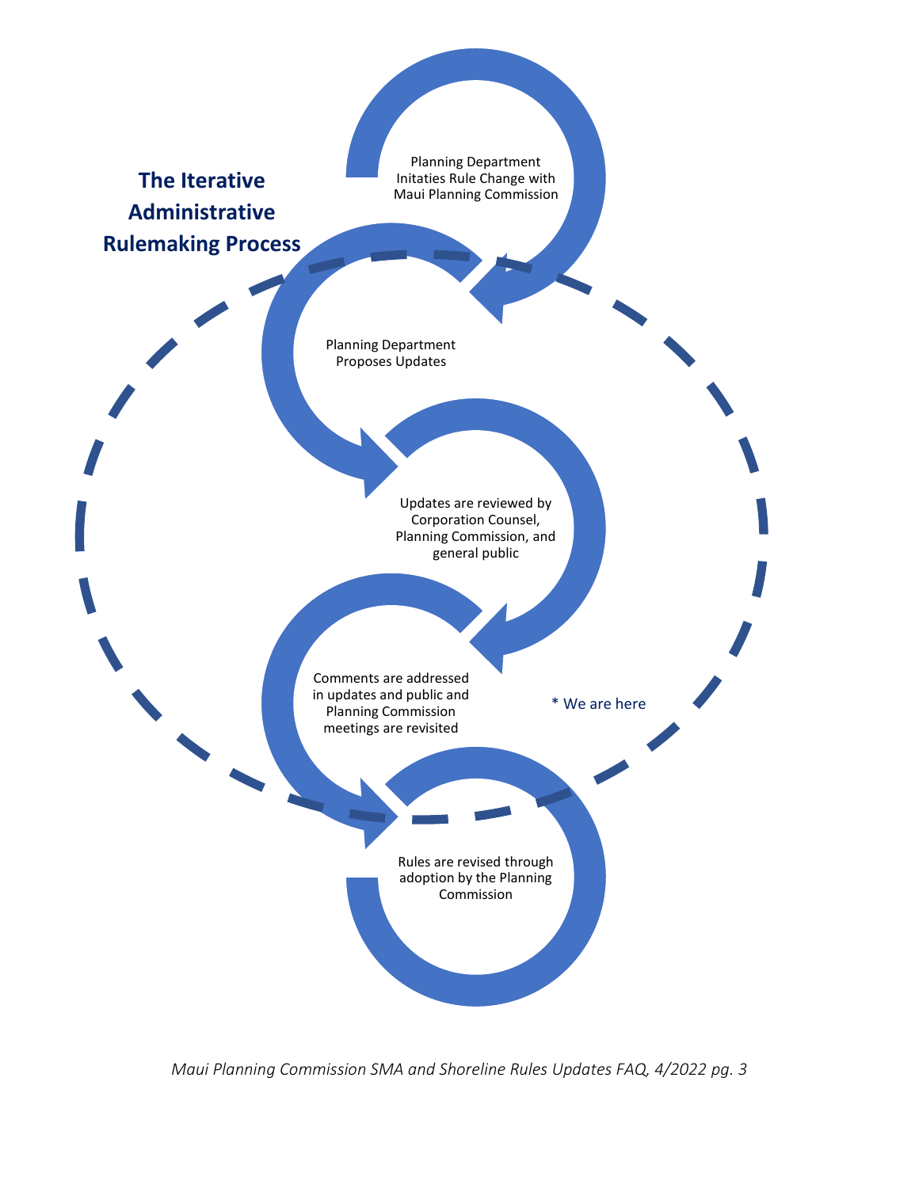## The Iterative Administrative Rulemaking Process

Planning Department Initaties Rule Change with Maui Planning Commission

Planning Department Proposes Updates

Updates are reviewed by Corporation Counsel, Planning Commission, and general public

Comments are addressed in updates and public and Planning Commission meetings are revisited

* We are here

Rules are revised through adoption by the Planning Commission

*Maui Planning Commission SMA and Shoreline Rules Updates FAQ, 4/2022 pg. 3*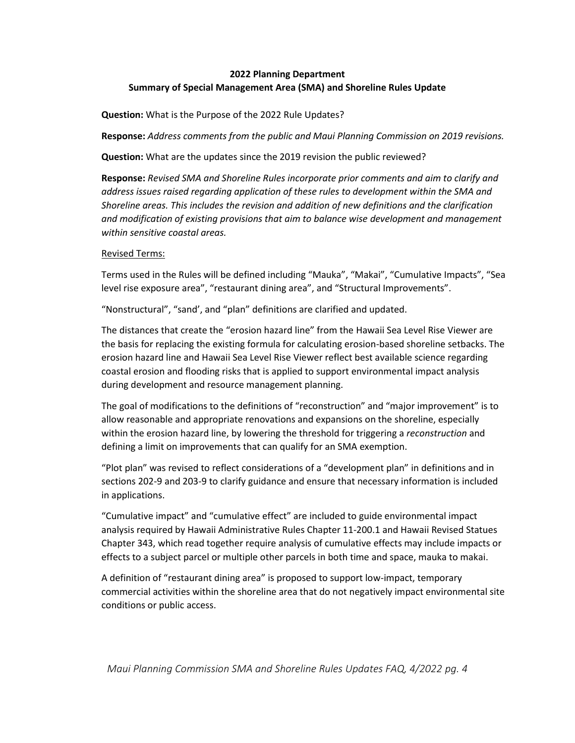**2022 Planning Department**
**Summary of Special Management Area (SMA) and Shoreline Rules Update**

**Question:** What is the Purpose of the 2022 Rule Updates?

**Response:** *Address comments from the public and Maui Planning Commission on 2019 revisions.*

**Question:** What are the updates since the 2019 revision the public reviewed?

**Response:** *Revised SMA and Shoreline Rules incorporate prior comments and aim to clarify and address issues raised regarding application of these rules to development within the SMA and Shoreline areas. This includes the revision and addition of new definitions and the clarification and modification of existing provisions that aim to balance wise development and management within sensitive coastal areas.*

Revised Terms:

Terms used in the Rules will be defined including "Mauka", "Makai", "Cumulative Impacts", "Sea level rise exposure area", "restaurant dining area", and "Structural Improvements".

"Nonstructural", "sand', and "plan" definitions are clarified and updated.

The distances that create the "erosion hazard line" from the Hawaii Sea Level Rise Viewer are the basis for replacing the existing formula for calculating erosion-based shoreline setbacks. The erosion hazard line and Hawaii Sea Level Rise Viewer reflect best available science regarding coastal erosion and flooding risks that is applied to support environmental impact analysis during development and resource management planning.

The goal of modifications to the definitions of "reconstruction" and "major improvement" is to allow reasonable and appropriate renovations and expansions on the shoreline, especially within the erosion hazard line, by lowering the threshold for triggering a *reconstruction* and defining a limit on improvements that can qualify for an SMA exemption.

"Plot plan" was revised to reflect considerations of a "development plan" in definitions and in sections 202-9 and 203-9 to clarify guidance and ensure that necessary information is included in applications.

"Cumulative impact" and "cumulative effect" are included to guide environmental impact analysis required by Hawaii Administrative Rules Chapter 11-200.1 and Hawaii Revised Statues Chapter 343, which read together require analysis of cumulative effects may include impacts or effects to a subject parcel or multiple other parcels in both time and space, mauka to makai.

A definition of "restaurant dining area" is proposed to support low-impact, temporary commercial activities within the shoreline area that do not negatively impact environmental site conditions or public access.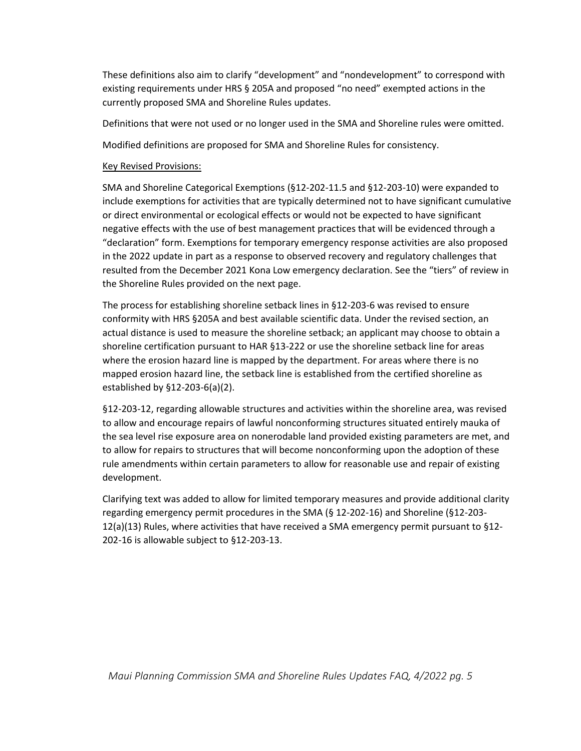These definitions also aim to clarify "development" and "nondevelopment" to correspond with existing requirements under HRS § 205A and proposed "no need" exempted actions in the currently proposed SMA and Shoreline Rules updates.

Definitions that were not used or no longer used in the SMA and Shoreline rules were omitted.

Modified definitions are proposed for SMA and Shoreline Rules for consistency.

Key Revised Provisions:

SMA and Shoreline Categorical Exemptions (§12-202-11.5 and §12-203-10) were expanded to include exemptions for activities that are typically determined not to have significant cumulative or direct environmental or ecological effects or would not be expected to have significant negative effects with the use of best management practices that will be evidenced through a "declaration" form. Exemptions for temporary emergency response activities are also proposed in the 2022 update in part as a response to observed recovery and regulatory challenges that resulted from the December 2021 Kona Low emergency declaration. See the "tiers" of review in the Shoreline Rules provided on the next page.

The process for establishing shoreline setback lines in §12-203-6 was revised to ensure conformity with HRS §205A and best available scientific data. Under the revised section, an actual distance is used to measure the shoreline setback; an applicant may choose to obtain a shoreline certification pursuant to HAR §13-222 or use the shoreline setback line for areas where the erosion hazard line is mapped by the department. For areas where there is no mapped erosion hazard line, the setback line is established from the certified shoreline as established by §12-203-6(a)(2).

§12-203-12, regarding allowable structures and activities within the shoreline area, was revised to allow and encourage repairs of lawful nonconforming structures situated entirely mauka of the sea level rise exposure area on nonerodable land provided existing parameters are met, and to allow for repairs to structures that will become nonconforming upon the adoption of these rule amendments within certain parameters to allow for reasonable use and repair of existing development.

Clarifying text was added to allow for limited temporary measures and provide additional clarity regarding emergency permit procedures in the SMA (§ 12-202-16) and Shoreline (§12-203-12(a)(13) Rules, where activities that have received a SMA emergency permit pursuant to §12-202-16 is allowable subject to §12-203-13.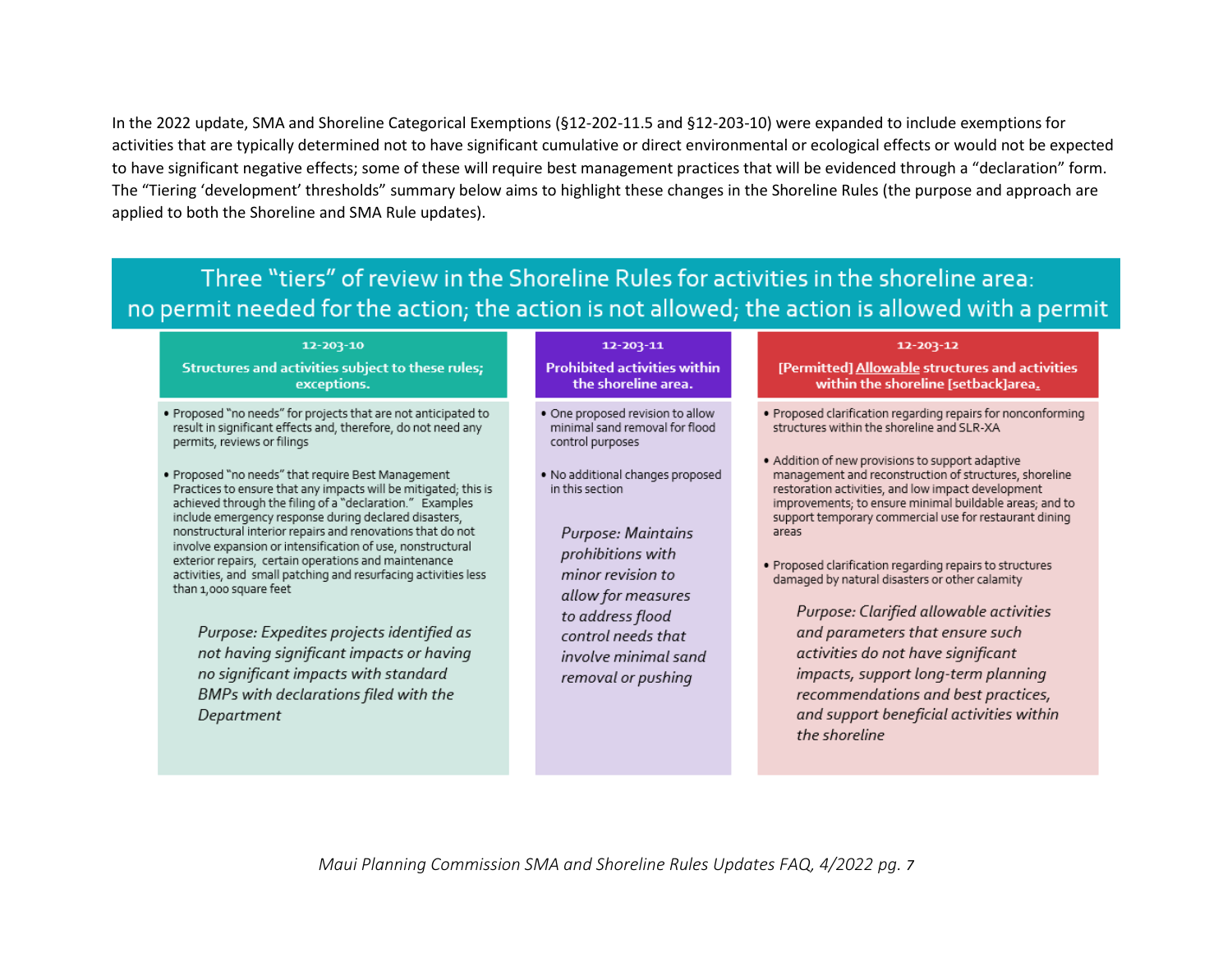In the 2022 update, SMA and Shoreline Categorical Exemptions (§12-202-11.5 and §12-203-10) were expanded to include exemptions for activities that are typically determined not to have significant cumulative or direct environmental or ecological effects or would not be expected to have significant negative effects; some of these will require best management practices that will be evidenced through a "declaration" form. The "Tiering 'development' thresholds" summary below aims to highlight these changes in the Shoreline Rules (the purpose and approach are applied to both the Shoreline and SMA Rule updates).

## Three "tiers" of review in the Shoreline Rules for activities in the shoreline area: no permit needed for the action; the action is not allowed; the action is allowed with a permit

### 12-203-10 — Structures and activities subject to these rules; exceptions.

- Proposed "no needs" for projects that are not anticipated to result in significant effects and, therefore, do not need any permits, reviews or filings
- Proposed "no needs" that require Best Management Practices to ensure that any impacts will be mitigated; this is achieved through the filing of a "declaration." Examples include emergency response during declared disasters, nonstructural interior repairs and renovations that do not involve expansion or intensification of use, nonstructural exterior repairs, certain operations and maintenance activities, and small patching and resurfacing activities less than 1,000 square feet

*Purpose: Expedites projects identified as not having significant impacts or having no significant impacts with standard BMPs with declarations filed with the Department*

### 12-203-11 — Prohibited activities within the shoreline area.

- One proposed revision to allow minimal sand removal for flood control purposes
- No additional changes proposed in this section

*Purpose: Maintains prohibitions with minor revision to allow for measures to address flood control needs that involve minimal sand removal or pushing*

### 12-203-12 — [Permitted] <u>Allowable</u> structures and activities within the shoreline [setback]area<u>.</u>

- Proposed clarification regarding repairs for nonconforming structures within the shoreline and SLR-XA
- Addition of new provisions to support adaptive management and reconstruction of structures, shoreline restoration activities, and low impact development improvements; to ensure minimal buildable areas; and to support temporary commercial use for restaurant dining areas
- Proposed clarification regarding repairs to structures damaged by natural disasters or other calamity

*Purpose: Clarified allowable activities and parameters that ensure such activities do not have significant impacts, support long-term planning recommendations and best practices, and support beneficial activities within the shoreline*

*Maui Planning Commission SMA and Shoreline Rules Updates FAQ, 4/2022 pg. 7*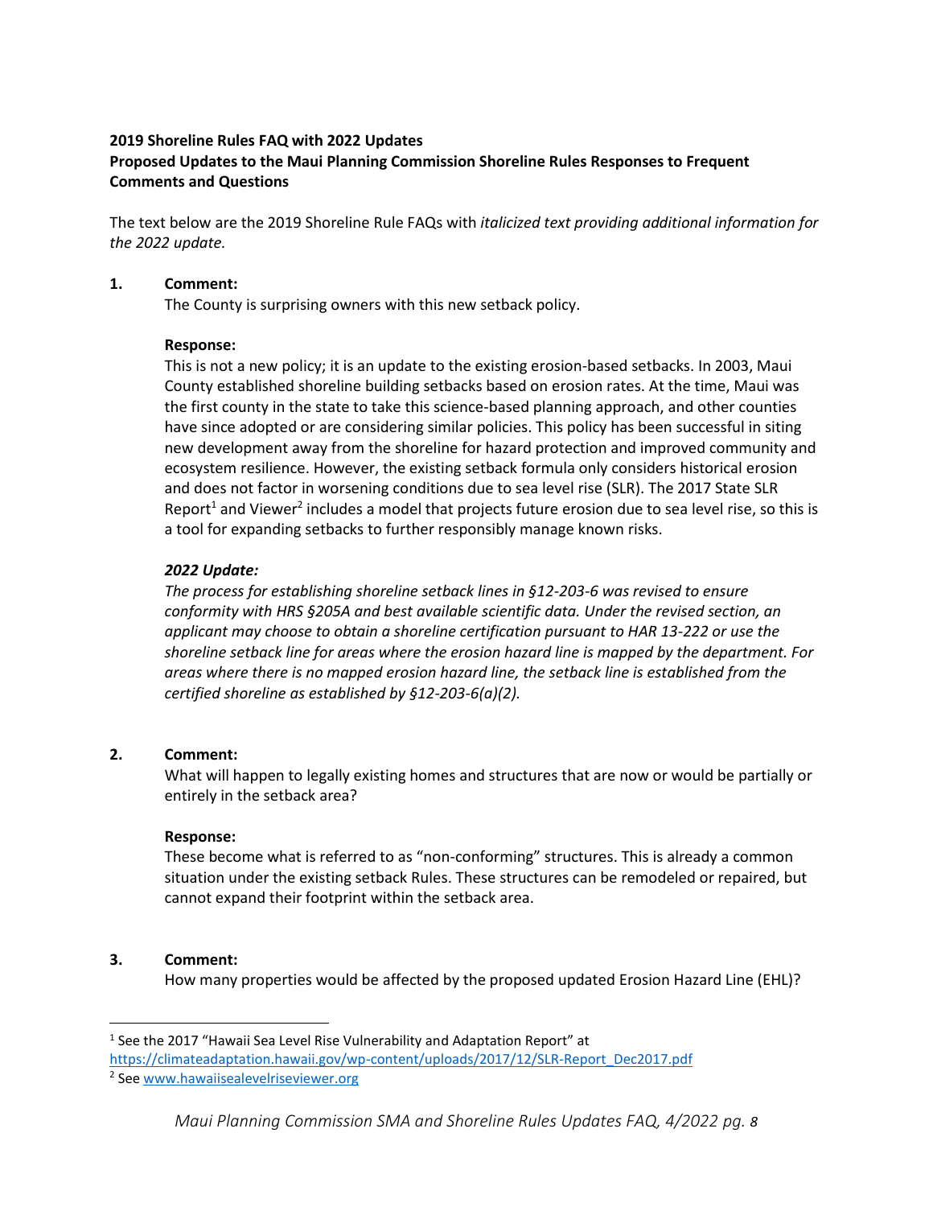**2019 Shoreline Rules FAQ with 2022 Updates**
**Proposed Updates to the Maui Planning Commission Shoreline Rules Responses to Frequent Comments and Questions**

The text below are the 2019 Shoreline Rule FAQs with *italicized text providing additional information for the 2022 update.*

**1. Comment:**

The County is surprising owners with this new setback policy.

**Response:**

This is not a new policy; it is an update to the existing erosion-based setbacks. In 2003, Maui County established shoreline building setbacks based on erosion rates. At the time, Maui was the first county in the state to take this science-based planning approach, and other counties have since adopted or are considering similar policies. This policy has been successful in siting new development away from the shoreline for hazard protection and improved community and ecosystem resilience. However, the existing setback formula only considers historical erosion and does not factor in worsening conditions due to sea level rise (SLR). The 2017 State SLR Report[1] and Viewer[2] includes a model that projects future erosion due to sea level rise, so this is a tool for expanding setbacks to further responsibly manage known risks.

***2022 Update:***

*The process for establishing shoreline setback lines in §12-203-6 was revised to ensure conformity with HRS §205A and best available scientific data. Under the revised section, an applicant may choose to obtain a shoreline certification pursuant to HAR 13-222 or use the shoreline setback line for areas where the erosion hazard line is mapped by the department. For areas where there is no mapped erosion hazard line, the setback line is established from the certified shoreline as established by §12-203-6(a)(2).*

**2. Comment:**

What will happen to legally existing homes and structures that are now or would be partially or entirely in the setback area?

**Response:**

These become what is referred to as "non-conforming" structures. This is already a common situation under the existing setback Rules. These structures can be remodeled or repaired, but cannot expand their footprint within the setback area.

**3. Comment:**

How many properties would be affected by the proposed updated Erosion Hazard Line (EHL)?

---

[1] See the 2017 "Hawaii Sea Level Rise Vulnerability and Adaptation Report" at https://climateadaptation.hawaii.gov/wp-content/uploads/2017/12/SLR-Report_Dec2017.pdf

[2] See www.hawaiisealevelriseviewer.org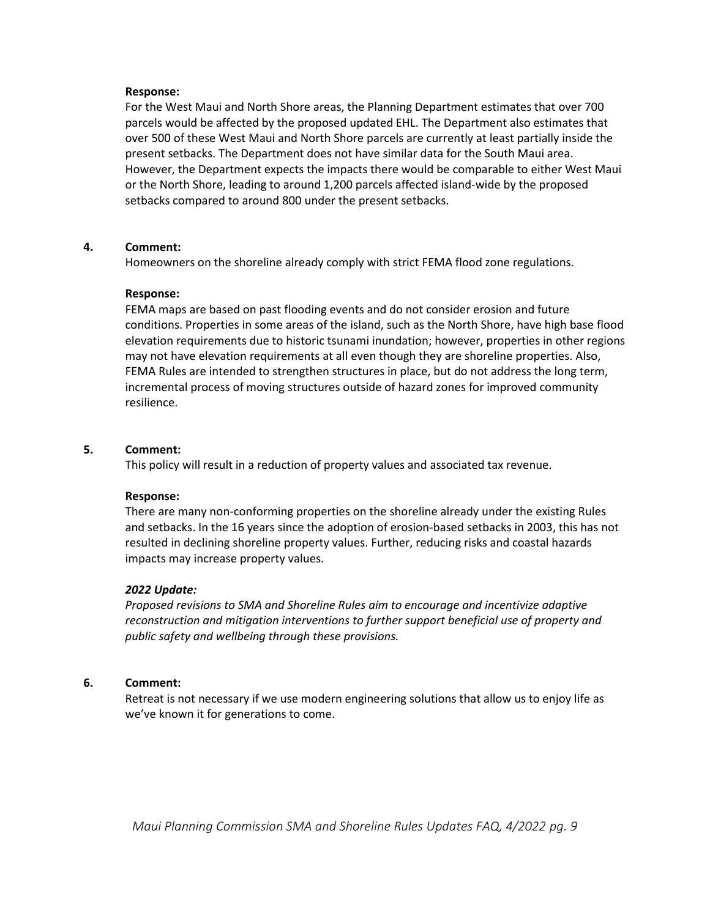**Response:**

For the West Maui and North Shore areas, the Planning Department estimates that over 700 parcels would be affected by the proposed updated EHL. The Department also estimates that over 500 of these West Maui and North Shore parcels are currently at least partially inside the present setbacks. The Department does not have similar data for the South Maui area. However, the Department expects the impacts there would be comparable to either West Maui or the North Shore, leading to around 1,200 parcels affected island-wide by the proposed setbacks compared to around 800 under the present setbacks.

**4. Comment:**

Homeowners on the shoreline already comply with strict FEMA flood zone regulations.

**Response:**

FEMA maps are based on past flooding events and do not consider erosion and future conditions. Properties in some areas of the island, such as the North Shore, have high base flood elevation requirements due to historic tsunami inundation; however, properties in other regions may not have elevation requirements at all even though they are shoreline properties. Also, FEMA Rules are intended to strengthen structures in place, but do not address the long term, incremental process of moving structures outside of hazard zones for improved community resilience.

**5. Comment:**

This policy will result in a reduction of property values and associated tax revenue.

**Response:**

There are many non-conforming properties on the shoreline already under the existing Rules and setbacks. In the 16 years since the adoption of erosion-based setbacks in 2003, this has not resulted in declining shoreline property values. Further, reducing risks and coastal hazards impacts may increase property values.

***2022 Update:***

*Proposed revisions to SMA and Shoreline Rules aim to encourage and incentivize adaptive reconstruction and mitigation interventions to further support beneficial use of property and public safety and wellbeing through these provisions.*

**6. Comment:**

Retreat is not necessary if we use modern engineering solutions that allow us to enjoy life as we've known it for generations to come.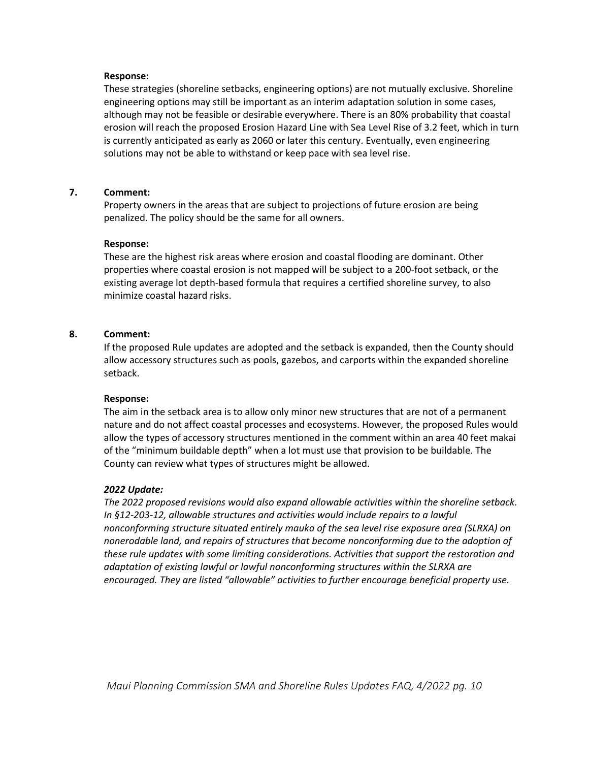**Response:**

These strategies (shoreline setbacks, engineering options) are not mutually exclusive. Shoreline engineering options may still be important as an interim adaptation solution in some cases, although may not be feasible or desirable everywhere. There is an 80% probability that coastal erosion will reach the proposed Erosion Hazard Line with Sea Level Rise of 3.2 feet, which in turn is currently anticipated as early as 2060 or later this century. Eventually, even engineering solutions may not be able to withstand or keep pace with sea level rise.

**7. Comment:**

Property owners in the areas that are subject to projections of future erosion are being penalized. The policy should be the same for all owners.

**Response:**

These are the highest risk areas where erosion and coastal flooding are dominant. Other properties where coastal erosion is not mapped will be subject to a 200-foot setback, or the existing average lot depth-based formula that requires a certified shoreline survey, to also minimize coastal hazard risks.

**8. Comment:**

If the proposed Rule updates are adopted and the setback is expanded, then the County should allow accessory structures such as pools, gazebos, and carports within the expanded shoreline setback.

**Response:**

The aim in the setback area is to allow only minor new structures that are not of a permanent nature and do not affect coastal processes and ecosystems. However, the proposed Rules would allow the types of accessory structures mentioned in the comment within an area 40 feet makai of the "minimum buildable depth" when a lot must use that provision to be buildable. The County can review what types of structures might be allowed.

***2022 Update:***

*The 2022 proposed revisions would also expand allowable activities within the shoreline setback. In §12-203-12, allowable structures and activities would include repairs to a lawful nonconforming structure situated entirely mauka of the sea level rise exposure area (SLRXA) on nonerodable land, and repairs of structures that become nonconforming due to the adoption of these rule updates with some limiting considerations. Activities that support the restoration and adaptation of existing lawful or lawful nonconforming structures within the SLRXA are encouraged. They are listed "allowable" activities to further encourage beneficial property use.*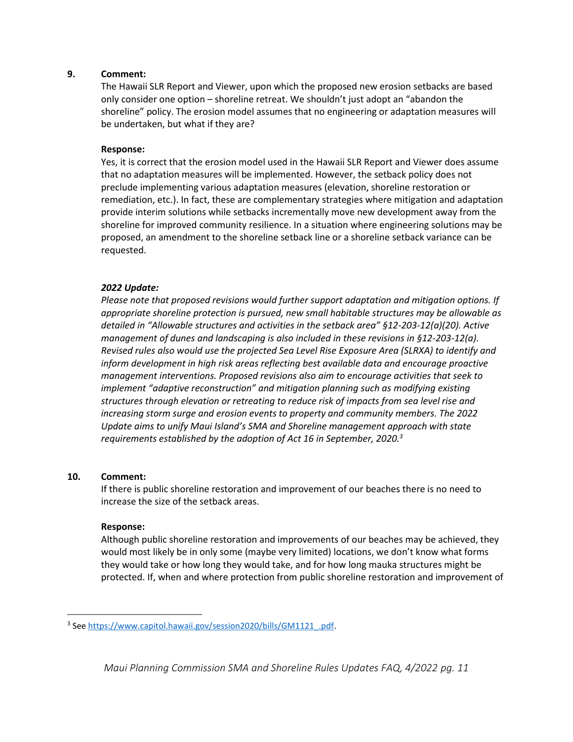**9. Comment:**

The Hawaii SLR Report and Viewer, upon which the proposed new erosion setbacks are based only consider one option – shoreline retreat. We shouldn't just adopt an "abandon the shoreline" policy. The erosion model assumes that no engineering or adaptation measures will be undertaken, but what if they are?

**Response:**

Yes, it is correct that the erosion model used in the Hawaii SLR Report and Viewer does assume that no adaptation measures will be implemented. However, the setback policy does not preclude implementing various adaptation measures (elevation, shoreline restoration or remediation, etc.). In fact, these are complementary strategies where mitigation and adaptation provide interim solutions while setbacks incrementally move new development away from the shoreline for improved community resilience. In a situation where engineering solutions may be proposed, an amendment to the shoreline setback line or a shoreline setback variance can be requested.

***2022 Update:***

*Please note that proposed revisions would further support adaptation and mitigation options. If appropriate shoreline protection is pursued, new small habitable structures may be allowable as detailed in "Allowable structures and activities in the setback area" §12-203-12(a)(20). Active management of dunes and landscaping is also included in these revisions in §12-203-12(a). Revised rules also would use the projected Sea Level Rise Exposure Area (SLRXA) to identify and inform development in high risk areas reflecting best available data and encourage proactive management interventions. Proposed revisions also aim to encourage activities that seek to implement "adaptive reconstruction" and mitigation planning such as modifying existing structures through elevation or retreating to reduce risk of impacts from sea level rise and increasing storm surge and erosion events to property and community members. The 2022 Update aims to unify Maui Island's SMA and Shoreline management approach with state requirements established by the adoption of Act 16 in September, 2020.*[3]

**10. Comment:**

If there is public shoreline restoration and improvement of our beaches there is no need to increase the size of the setback areas.

**Response:**

Although public shoreline restoration and improvements of our beaches may be achieved, they would most likely be in only some (maybe very limited) locations, we don't know what forms they would take or how long they would take, and for how long mauka structures might be protected. If, when and where protection from public shoreline restoration and improvement of

---

[3] See https://www.capitol.hawaii.gov/session2020/bills/GM1121_.pdf.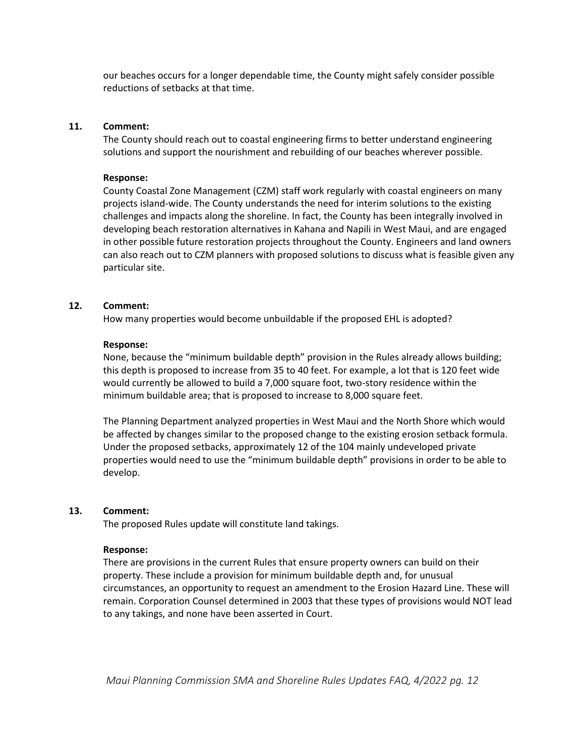our beaches occurs for a longer dependable time, the County might safely consider possible reductions of setbacks at that time.

**11. Comment:**

The County should reach out to coastal engineering firms to better understand engineering solutions and support the nourishment and rebuilding of our beaches wherever possible.

**Response:**

County Coastal Zone Management (CZM) staff work regularly with coastal engineers on many projects island-wide. The County understands the need for interim solutions to the existing challenges and impacts along the shoreline. In fact, the County has been integrally involved in developing beach restoration alternatives in Kahana and Napili in West Maui, and are engaged in other possible future restoration projects throughout the County. Engineers and land owners can also reach out to CZM planners with proposed solutions to discuss what is feasible given any particular site.

**12. Comment:**

How many properties would become unbuildable if the proposed EHL is adopted?

**Response:**

None, because the "minimum buildable depth" provision in the Rules already allows building; this depth is proposed to increase from 35 to 40 feet. For example, a lot that is 120 feet wide would currently be allowed to build a 7,000 square foot, two-story residence within the minimum buildable area; that is proposed to increase to 8,000 square feet.

The Planning Department analyzed properties in West Maui and the North Shore which would be affected by changes similar to the proposed change to the existing erosion setback formula. Under the proposed setbacks, approximately 12 of the 104 mainly undeveloped private properties would need to use the "minimum buildable depth" provisions in order to be able to develop.

**13. Comment:**

The proposed Rules update will constitute land takings.

**Response:**

There are provisions in the current Rules that ensure property owners can build on their property. These include a provision for minimum buildable depth and, for unusual circumstances, an opportunity to request an amendment to the Erosion Hazard Line. These will remain. Corporation Counsel determined in 2003 that these types of provisions would NOT lead to any takings, and none have been asserted in Court.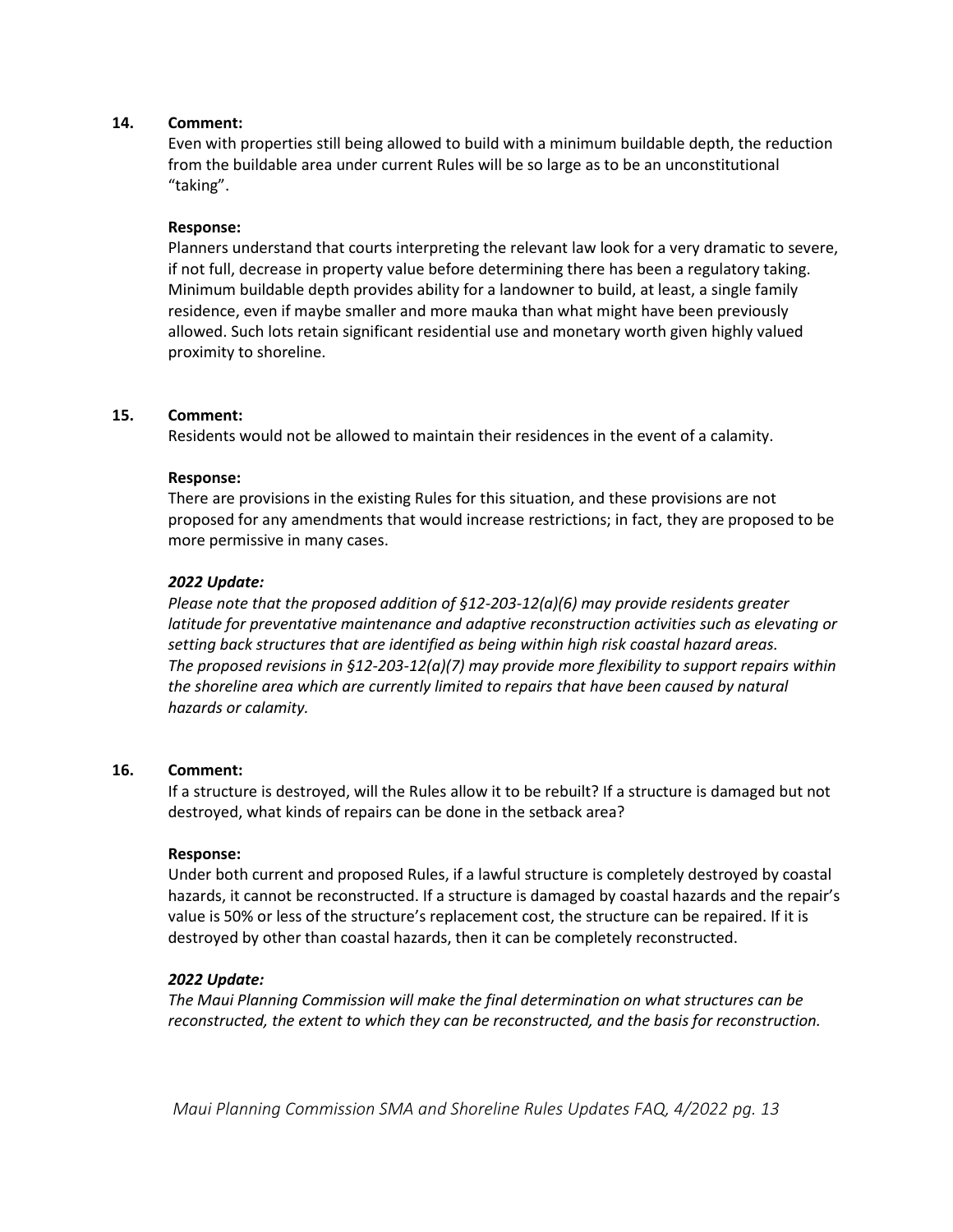**14. Comment:**

Even with properties still being allowed to build with a minimum buildable depth, the reduction from the buildable area under current Rules will be so large as to be an unconstitutional "taking".

**Response:**

Planners understand that courts interpreting the relevant law look for a very dramatic to severe, if not full, decrease in property value before determining there has been a regulatory taking. Minimum buildable depth provides ability for a landowner to build, at least, a single family residence, even if maybe smaller and more mauka than what might have been previously allowed. Such lots retain significant residential use and monetary worth given highly valued proximity to shoreline.

**15. Comment:**

Residents would not be allowed to maintain their residences in the event of a calamity.

**Response:**

There are provisions in the existing Rules for this situation, and these provisions are not proposed for any amendments that would increase restrictions; in fact, they are proposed to be more permissive in many cases.

***2022 Update:***

*Please note that the proposed addition of §12-203-12(a)(6) may provide residents greater latitude for preventative maintenance and adaptive reconstruction activities such as elevating or setting back structures that are identified as being within high risk coastal hazard areas. The proposed revisions in §12-203-12(a)(7) may provide more flexibility to support repairs within the shoreline area which are currently limited to repairs that have been caused by natural hazards or calamity.*

**16. Comment:**

If a structure is destroyed, will the Rules allow it to be rebuilt? If a structure is damaged but not destroyed, what kinds of repairs can be done in the setback area?

**Response:**

Under both current and proposed Rules, if a lawful structure is completely destroyed by coastal hazards, it cannot be reconstructed. If a structure is damaged by coastal hazards and the repair's value is 50% or less of the structure's replacement cost, the structure can be repaired. If it is destroyed by other than coastal hazards, then it can be completely reconstructed.

***2022 Update:***

*The Maui Planning Commission will make the final determination on what structures can be reconstructed, the extent to which they can be reconstructed, and the basis for reconstruction.*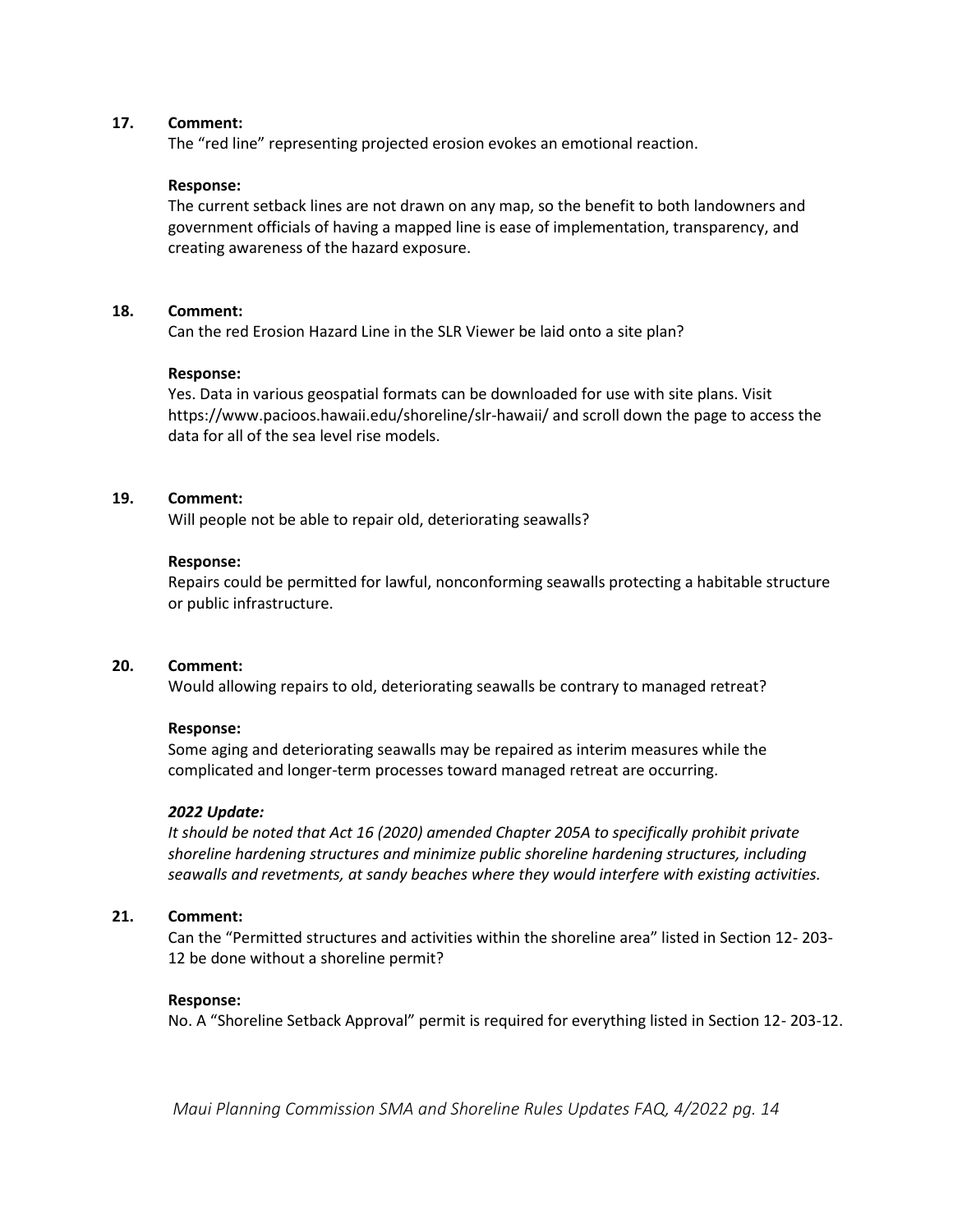**17. Comment:**

The "red line" representing projected erosion evokes an emotional reaction.

**Response:**

The current setback lines are not drawn on any map, so the benefit to both landowners and government officials of having a mapped line is ease of implementation, transparency, and creating awareness of the hazard exposure.

**18. Comment:**

Can the red Erosion Hazard Line in the SLR Viewer be laid onto a site plan?

**Response:**

Yes. Data in various geospatial formats can be downloaded for use with site plans. Visit https://www.pacioos.hawaii.edu/shoreline/slr-hawaii/ and scroll down the page to access the data for all of the sea level rise models.

**19. Comment:**

Will people not be able to repair old, deteriorating seawalls?

**Response:**

Repairs could be permitted for lawful, nonconforming seawalls protecting a habitable structure or public infrastructure.

**20. Comment:**

Would allowing repairs to old, deteriorating seawalls be contrary to managed retreat?

**Response:**

Some aging and deteriorating seawalls may be repaired as interim measures while the complicated and longer-term processes toward managed retreat are occurring.

***2022 Update:***

*It should be noted that Act 16 (2020) amended Chapter 205A to specifically prohibit private shoreline hardening structures and minimize public shoreline hardening structures, including seawalls and revetments, at sandy beaches where they would interfere with existing activities.*

**21. Comment:**

Can the "Permitted structures and activities within the shoreline area" listed in Section 12- 203-12 be done without a shoreline permit?

**Response:**

No. A "Shoreline Setback Approval" permit is required for everything listed in Section 12- 203-12.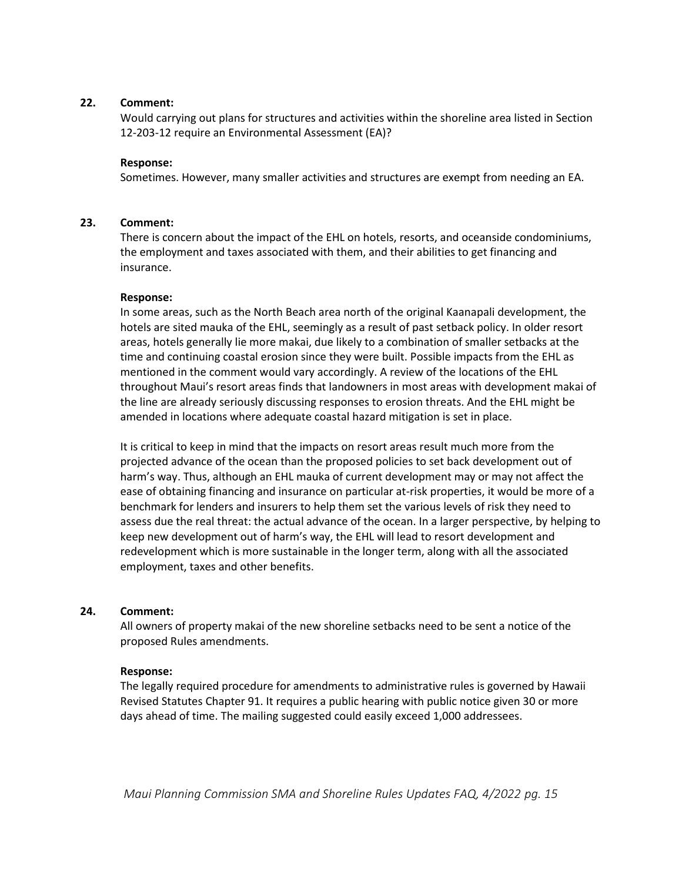**22. Comment:**

Would carrying out plans for structures and activities within the shoreline area listed in Section 12-203-12 require an Environmental Assessment (EA)?

**Response:**

Sometimes. However, many smaller activities and structures are exempt from needing an EA.

**23. Comment:**

There is concern about the impact of the EHL on hotels, resorts, and oceanside condominiums, the employment and taxes associated with them, and their abilities to get financing and insurance.

**Response:**

In some areas, such as the North Beach area north of the original Kaanapali development, the hotels are sited mauka of the EHL, seemingly as a result of past setback policy. In older resort areas, hotels generally lie more makai, due likely to a combination of smaller setbacks at the time and continuing coastal erosion since they were built. Possible impacts from the EHL as mentioned in the comment would vary accordingly. A review of the locations of the EHL throughout Maui's resort areas finds that landowners in most areas with development makai of the line are already seriously discussing responses to erosion threats. And the EHL might be amended in locations where adequate coastal hazard mitigation is set in place.

It is critical to keep in mind that the impacts on resort areas result much more from the projected advance of the ocean than the proposed policies to set back development out of harm's way. Thus, although an EHL mauka of current development may or may not affect the ease of obtaining financing and insurance on particular at-risk properties, it would be more of a benchmark for lenders and insurers to help them set the various levels of risk they need to assess due the real threat: the actual advance of the ocean. In a larger perspective, by helping to keep new development out of harm's way, the EHL will lead to resort development and redevelopment which is more sustainable in the longer term, along with all the associated employment, taxes and other benefits.

**24. Comment:**

All owners of property makai of the new shoreline setbacks need to be sent a notice of the proposed Rules amendments.

**Response:**

The legally required procedure for amendments to administrative rules is governed by Hawaii Revised Statutes Chapter 91. It requires a public hearing with public notice given 30 or more days ahead of time. The mailing suggested could easily exceed 1,000 addressees.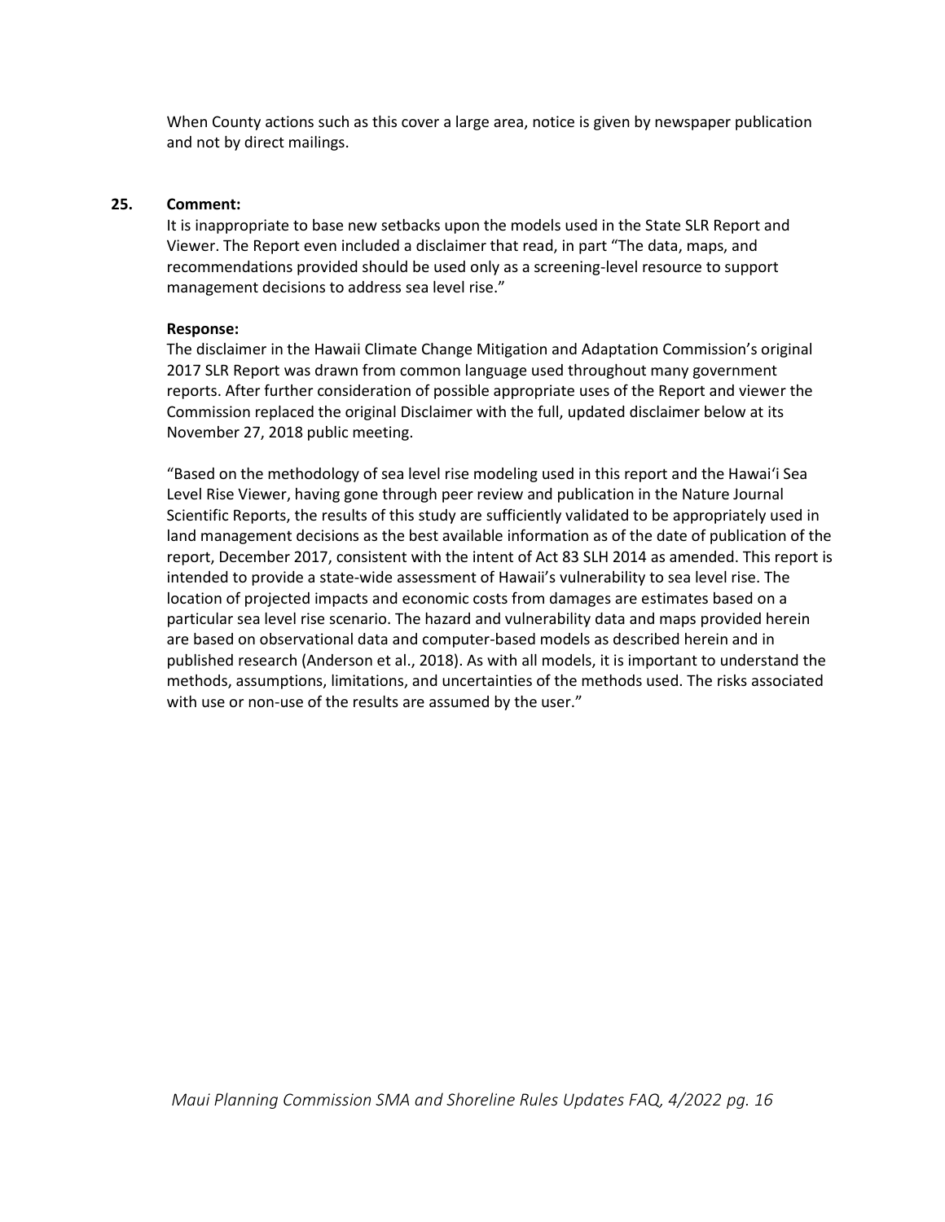When County actions such as this cover a large area, notice is given by newspaper publication and not by direct mailings.

**25. Comment:**

It is inappropriate to base new setbacks upon the models used in the State SLR Report and Viewer. The Report even included a disclaimer that read, in part "The data, maps, and recommendations provided should be used only as a screening-level resource to support management decisions to address sea level rise."

**Response:**

The disclaimer in the Hawaii Climate Change Mitigation and Adaptation Commission's original 2017 SLR Report was drawn from common language used throughout many government reports. After further consideration of possible appropriate uses of the Report and viewer the Commission replaced the original Disclaimer with the full, updated disclaimer below at its November 27, 2018 public meeting.

"Based on the methodology of sea level rise modeling used in this report and the Hawai'i Sea Level Rise Viewer, having gone through peer review and publication in the Nature Journal Scientific Reports, the results of this study are sufficiently validated to be appropriately used in land management decisions as the best available information as of the date of publication of the report, December 2017, consistent with the intent of Act 83 SLH 2014 as amended. This report is intended to provide a state-wide assessment of Hawaii's vulnerability to sea level rise. The location of projected impacts and economic costs from damages are estimates based on a particular sea level rise scenario. The hazard and vulnerability data and maps provided herein are based on observational data and computer-based models as described herein and in published research (Anderson et al., 2018). As with all models, it is important to understand the methods, assumptions, limitations, and uncertainties of the methods used. The risks associated with use or non-use of the results are assumed by the user."